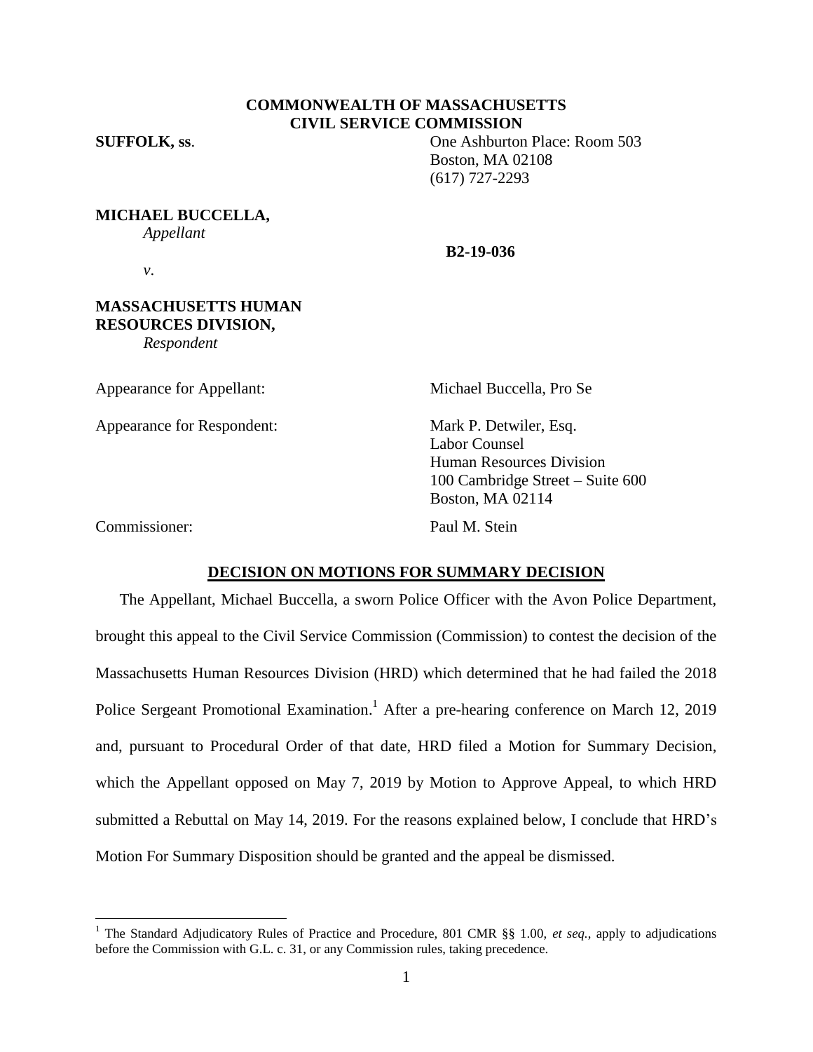**COMMONWEALTH OF MASSACHUSETTS**
**CIVIL SERVICE COMMISSION**

**SUFFOLK, ss**.

One Ashburton Place: Room 503
Boston, MA 02108
(617) 727-2293

**MICHAEL BUCCELLA,**
*Appellant*

*v*.

**B2-19-036**

**MASSACHUSETTS HUMAN RESOURCES DIVISION,**
*Respondent*

Appearance for Appellant: Michael Buccella, Pro Se

Appearance for Respondent: Mark P. Detwiler, Esq.
Labor Counsel
Human Resources Division
100 Cambridge Street – Suite 600
Boston, MA 02114

Commissioner: Paul M. Stein

## DECISION ON MOTIONS FOR SUMMARY DECISION

The Appellant, Michael Buccella, a sworn Police Officer with the Avon Police Department, brought this appeal to the Civil Service Commission (Commission) to contest the decision of the Massachusetts Human Resources Division (HRD) which determined that he had failed the 2018 Police Sergeant Promotional Examination.[1] After a pre-hearing conference on March 12, 2019 and, pursuant to Procedural Order of that date, HRD filed a Motion for Summary Decision, which the Appellant opposed on May 7, 2019 by Motion to Approve Appeal, to which HRD submitted a Rebuttal on May 14, 2019. For the reasons explained below, I conclude that HRD's Motion For Summary Disposition should be granted and the appeal be dismissed.

[1] The Standard Adjudicatory Rules of Practice and Procedure, 801 CMR §§ 1.00, *et seq.*, apply to adjudications before the Commission with G.L. c. 31, or any Commission rules, taking precedence.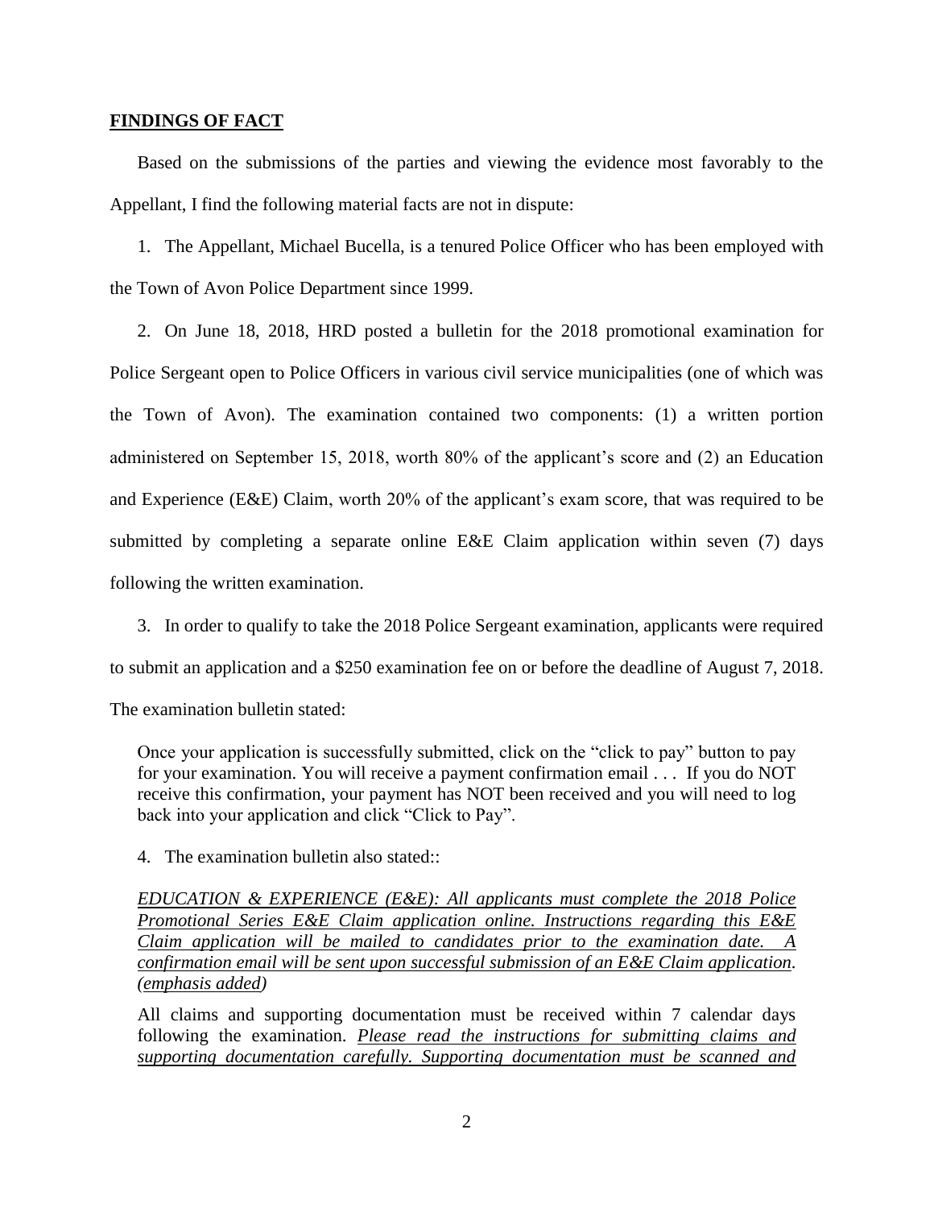**FINDINGS OF FACT**

Based on the submissions of the parties and viewing the evidence most favorably to the Appellant, I find the following material facts are not in dispute:

1. The Appellant, Michael Bucella, is a tenured Police Officer who has been employed with the Town of Avon Police Department since 1999.

2. On June 18, 2018, HRD posted a bulletin for the 2018 promotional examination for Police Sergeant open to Police Officers in various civil service municipalities (one of which was the Town of Avon). The examination contained two components: (1) a written portion administered on September 15, 2018, worth 80% of the applicant's score and (2) an Education and Experience (E&E) Claim, worth 20% of the applicant's exam score, that was required to be submitted by completing a separate online E&E Claim application within seven (7) days following the written examination.

3. In order to qualify to take the 2018 Police Sergeant examination, applicants were required to submit an application and a $250 examination fee on or before the deadline of August 7, 2018. The examination bulletin stated:

> Once your application is successfully submitted, click on the "click to pay" button to pay for your examination. You will receive a payment confirmation email . . . If you do NOT receive this confirmation, your payment has NOT been received and you will need to log back into your application and click "Click to Pay".

4. The examination bulletin also stated::

> <u>*EDUCATION & EXPERIENCE (E&E): All applicants must complete the 2018 Police Promotional Series E&E Claim application online. Instructions regarding this E&E Claim application will be mailed to candidates prior to the examination date. A confirmation email will be sent upon successful submission of an E&E Claim application. (emphasis added)*</u>
>
> All claims and supporting documentation must be received within 7 calendar days following the examination. <u>*Please read the instructions for submitting claims and supporting documentation carefully. Supporting documentation must be scanned and*</u>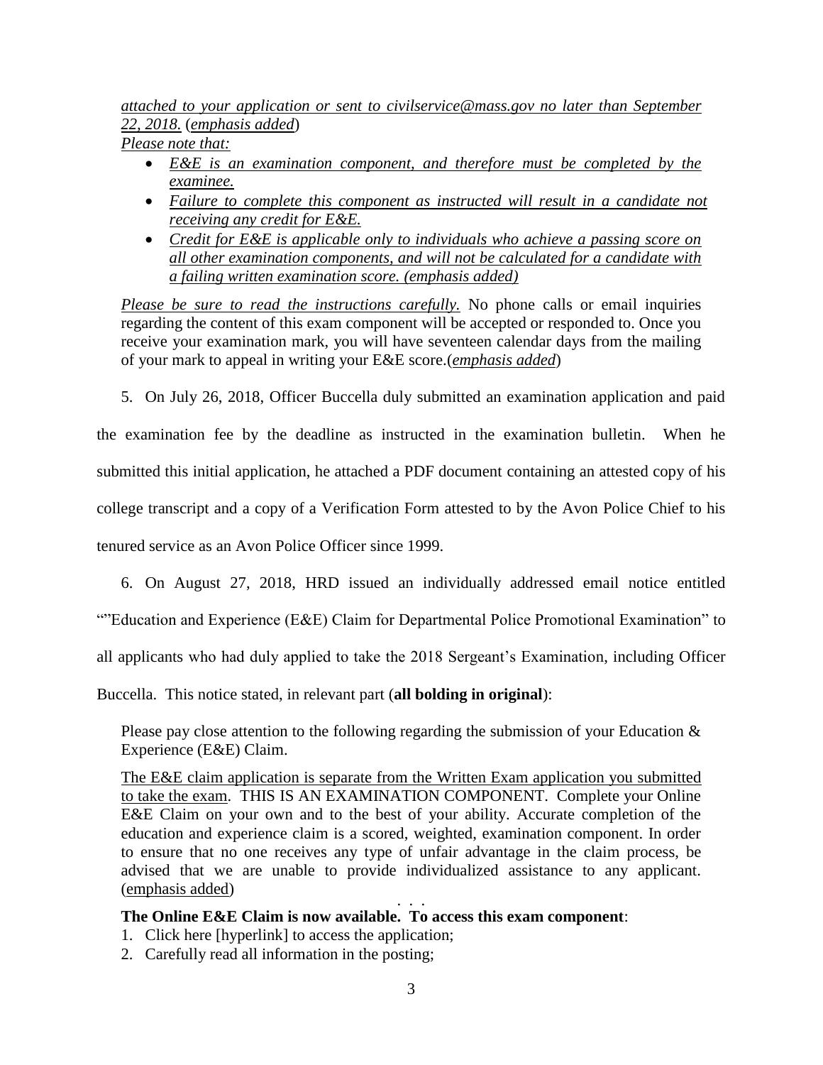*attached to your application or sent to civilservice@mass.gov no later than September 22, 2018.* (*emphasis added*)

*Please note that:*

- *E&E is an examination component, and therefore must be completed by the examinee.*
- *Failure to complete this component as instructed will result in a candidate not receiving any credit for E&E.*
- *Credit for E&E is applicable only to individuals who achieve a passing score on all other examination components, and will not be calculated for a candidate with a failing written examination score. (emphasis added)*

*Please be sure to read the instructions carefully.* No phone calls or email inquiries regarding the content of this exam component will be accepted or responded to. Once you receive your examination mark, you will have seventeen calendar days from the mailing of your mark to appeal in writing your E&E score.(*emphasis added*)

5. On July 26, 2018, Officer Buccella duly submitted an examination application and paid the examination fee by the deadline as instructed in the examination bulletin. When he submitted this initial application, he attached a PDF document containing an attested copy of his college transcript and a copy of a Verification Form attested to by the Avon Police Chief to his tenured service as an Avon Police Officer since 1999.

6. On August 27, 2018, HRD issued an individually addressed email notice entitled ""Education and Experience (E&E) Claim for Departmental Police Promotional Examination" to all applicants who had duly applied to take the 2018 Sergeant's Examination, including Officer Buccella. This notice stated, in relevant part (**all bolding in original**):

Please pay close attention to the following regarding the submission of your Education & Experience (E&E) Claim.

The E&E claim application is separate from the Written Exam application you submitted to take the exam. THIS IS AN EXAMINATION COMPONENT. Complete your Online E&E Claim on your own and to the best of your ability. Accurate completion of the education and experience claim is a scored, weighted, examination component. In order to ensure that no one receives any type of unfair advantage in the claim process, be advised that we are unable to provide individualized assistance to any applicant. (emphasis added)

. . .

**The Online E&E Claim is now available. To access this exam component**:

1. Click here [hyperlink] to access the application;
2. Carefully read all information in the posting;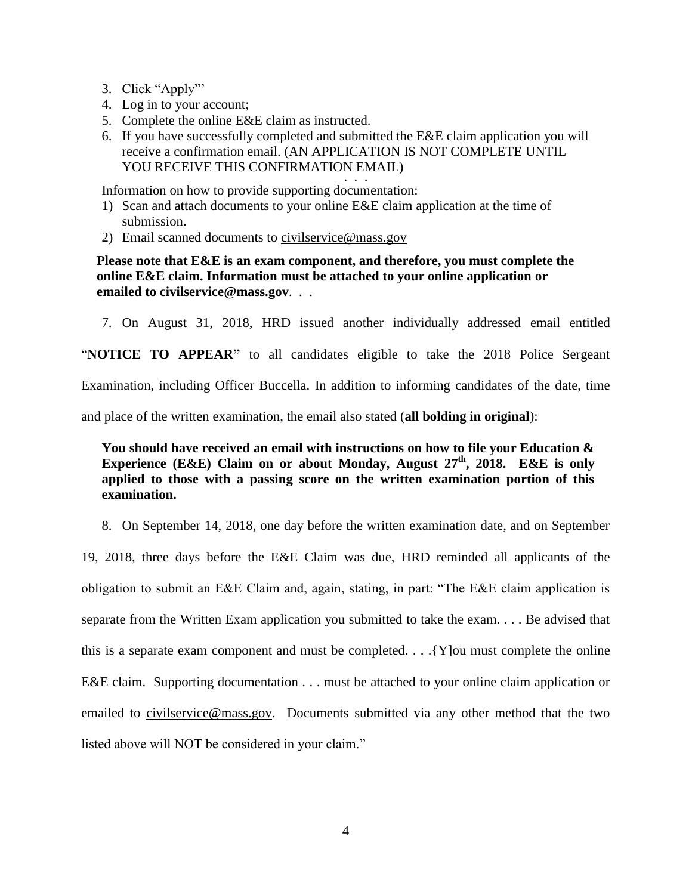3. Click "Apply"'
4. Log in to your account;
5. Complete the online E&E claim as instructed.
6. If you have successfully completed and submitted the E&E claim application you will receive a confirmation email. (AN APPLICATION IS NOT COMPLETE UNTIL YOU RECEIVE THIS CONFIRMATION EMAIL)

. . .

Information on how to provide supporting documentation:

1) Scan and attach documents to your online E&E claim application at the time of submission.
2) Email scanned documents to civilservice@mass.gov

**Please note that E&E is an exam component, and therefore, you must complete the online E&E claim. Information must be attached to your online application or emailed to civilservice@mass.gov**. . .

7. On August 31, 2018, HRD issued another individually addressed email entitled "**NOTICE TO APPEAR"** to all candidates eligible to take the 2018 Police Sergeant Examination, including Officer Buccella. In addition to informing candidates of the date, time and place of the written examination, the email also stated (**all bolding in original**):

> **You should have received an email with instructions on how to file your Education & Experience (E&E) Claim on or about Monday, August 27th, 2018. E&E is only applied to those with a passing score on the written examination portion of this examination.**

8. On September 14, 2018, one day before the written examination date, and on September 19, 2018, three days before the E&E Claim was due, HRD reminded all applicants of the obligation to submit an E&E Claim and, again, stating, in part: "The E&E claim application is separate from the Written Exam application you submitted to take the exam. . . . Be advised that this is a separate exam component and must be completed. . . .{Y]ou must complete the online E&E claim. Supporting documentation . . . must be attached to your online claim application or emailed to civilservice@mass.gov. Documents submitted via any other method that the two listed above will NOT be considered in your claim."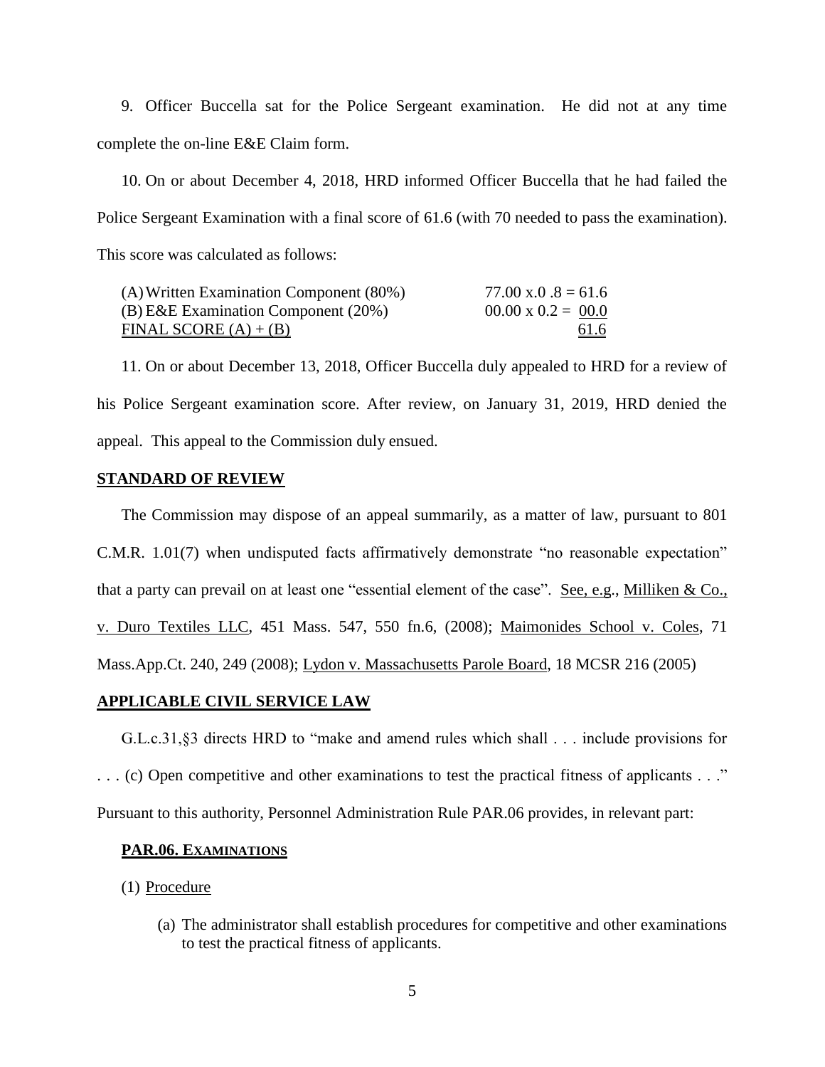9. Officer Buccella sat for the Police Sergeant examination. He did not at any time complete the on-line E&E Claim form.

10. On or about December 4, 2018, HRD informed Officer Buccella that he had failed the Police Sergeant Examination with a final score of 61.6 (with 70 needed to pass the examination). This score was calculated as follows:

| | |
|---|---|
| (A) Written Examination Component (80%) | 77.00 x.0 .8 = 61.6 |
| (B) E&E Examination Component (20%) | 00.00 x 0.2 = 00.0 |
| FINAL SCORE (A) + (B) | 61.6 |

11. On or about December 13, 2018, Officer Buccella duly appealed to HRD for a review of his Police Sergeant examination score. After review, on January 31, 2019, HRD denied the appeal. This appeal to the Commission duly ensued.

## STANDARD OF REVIEW

The Commission may dispose of an appeal summarily, as a matter of law, pursuant to 801 C.M.R. 1.01(7) when undisputed facts affirmatively demonstrate "no reasonable expectation" that a party can prevail on at least one "essential element of the case". See, e.g., Milliken & Co., v. Duro Textiles LLC, 451 Mass. 547, 550 fn.6, (2008); Maimonides School v. Coles, 71 Mass.App.Ct. 240, 249 (2008); Lydon v. Massachusetts Parole Board, 18 MCSR 216 (2005)

## APPLICABLE CIVIL SERVICE LAW

G.L.c.31,§3 directs HRD to "make and amend rules which shall . . . include provisions for . . . (c) Open competitive and other examinations to test the practical fitness of applicants . . ." Pursuant to this authority, Personnel Administration Rule PAR.06 provides, in relevant part:

### PAR.06. EXAMINATIONS

(1) Procedure

(a) The administrator shall establish procedures for competitive and other examinations to test the practical fitness of applicants.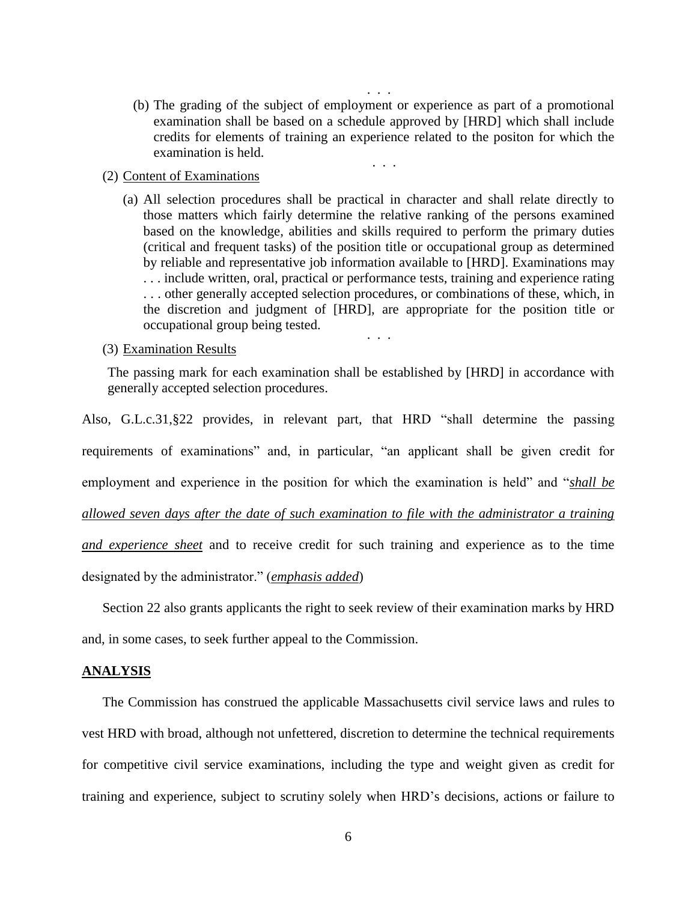. . .

(b) The grading of the subject of employment or experience as part of a promotional examination shall be based on a schedule approved by [HRD] which shall include credits for elements of training an experience related to the positon for which the examination is held.

. . .

(2) Content of Examinations

(a) All selection procedures shall be practical in character and shall relate directly to those matters which fairly determine the relative ranking of the persons examined based on the knowledge, abilities and skills required to perform the primary duties (critical and frequent tasks) of the position title or occupational group as determined by reliable and representative job information available to [HRD]. Examinations may . . . include written, oral, practical or performance tests, training and experience rating . . . other generally accepted selection procedures, or combinations of these, which, in the discretion and judgment of [HRD], are appropriate for the position title or occupational group being tested.

. . .

(3) Examination Results

The passing mark for each examination shall be established by [HRD] in accordance with generally accepted selection procedures.

Also, G.L.c.31,§22 provides, in relevant part, that HRD "shall determine the passing requirements of examinations" and, in particular, "an applicant shall be given credit for employment and experience in the position for which the examination is held" and "***shall be allowed seven days after the date of such examination to file with the administrator a training and experience sheet*** and to receive credit for such training and experience as to the time designated by the administrator." (***emphasis added***)

Section 22 also grants applicants the right to seek review of their examination marks by HRD and, in some cases, to seek further appeal to the Commission.

**ANALYSIS**

The Commission has construed the applicable Massachusetts civil service laws and rules to vest HRD with broad, although not unfettered, discretion to determine the technical requirements for competitive civil service examinations, including the type and weight given as credit for training and experience, subject to scrutiny solely when HRD's decisions, actions or failure to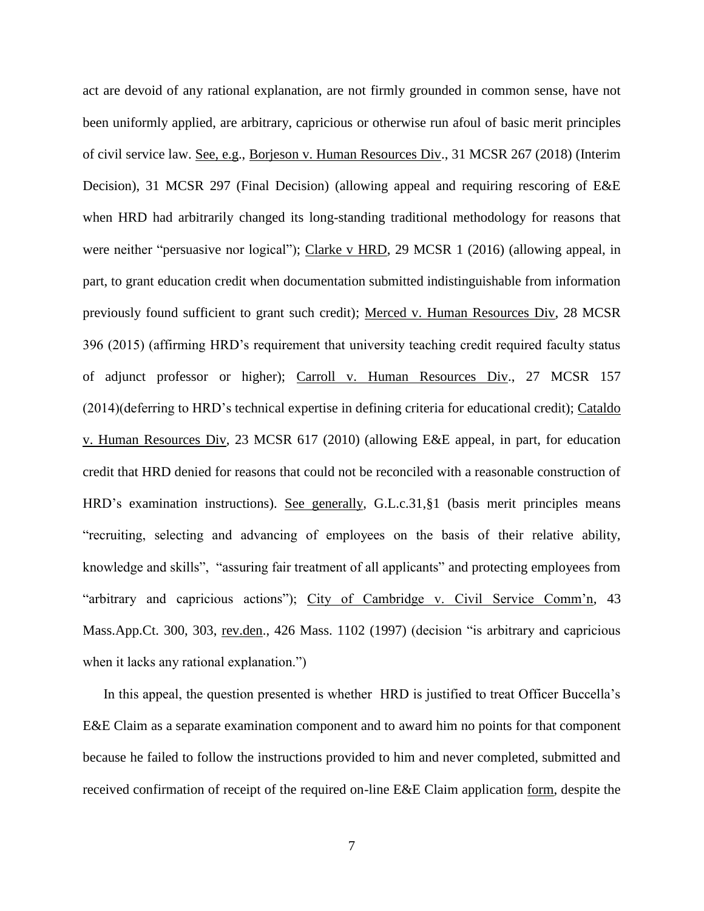act are devoid of any rational explanation, are not firmly grounded in common sense, have not been uniformly applied, are arbitrary, capricious or otherwise run afoul of basic merit principles of civil service law. See, e.g., Borjeson v. Human Resources Div., 31 MCSR 267 (2018) (Interim Decision), 31 MCSR 297 (Final Decision) (allowing appeal and requiring rescoring of E&E when HRD had arbitrarily changed its long-standing traditional methodology for reasons that were neither "persuasive nor logical"); Clarke v HRD, 29 MCSR 1 (2016) (allowing appeal, in part, to grant education credit when documentation submitted indistinguishable from information previously found sufficient to grant such credit); Merced v. Human Resources Div, 28 MCSR 396 (2015) (affirming HRD's requirement that university teaching credit required faculty status of adjunct professor or higher); Carroll v. Human Resources Div., 27 MCSR 157 (2014)(deferring to HRD's technical expertise in defining criteria for educational credit); Cataldo v. Human Resources Div, 23 MCSR 617 (2010) (allowing E&E appeal, in part, for education credit that HRD denied for reasons that could not be reconciled with a reasonable construction of HRD's examination instructions). See generally, G.L.c.31,§1 (basis merit principles means "recruiting, selecting and advancing of employees on the basis of their relative ability, knowledge and skills", "assuring fair treatment of all applicants" and protecting employees from "arbitrary and capricious actions"); City of Cambridge v. Civil Service Comm'n, 43 Mass.App.Ct. 300, 303, rev.den., 426 Mass. 1102 (1997) (decision "is arbitrary and capricious when it lacks any rational explanation.")

In this appeal, the question presented is whether HRD is justified to treat Officer Buccella's E&E Claim as a separate examination component and to award him no points for that component because he failed to follow the instructions provided to him and never completed, submitted and received confirmation of receipt of the required on-line E&E Claim application form, despite the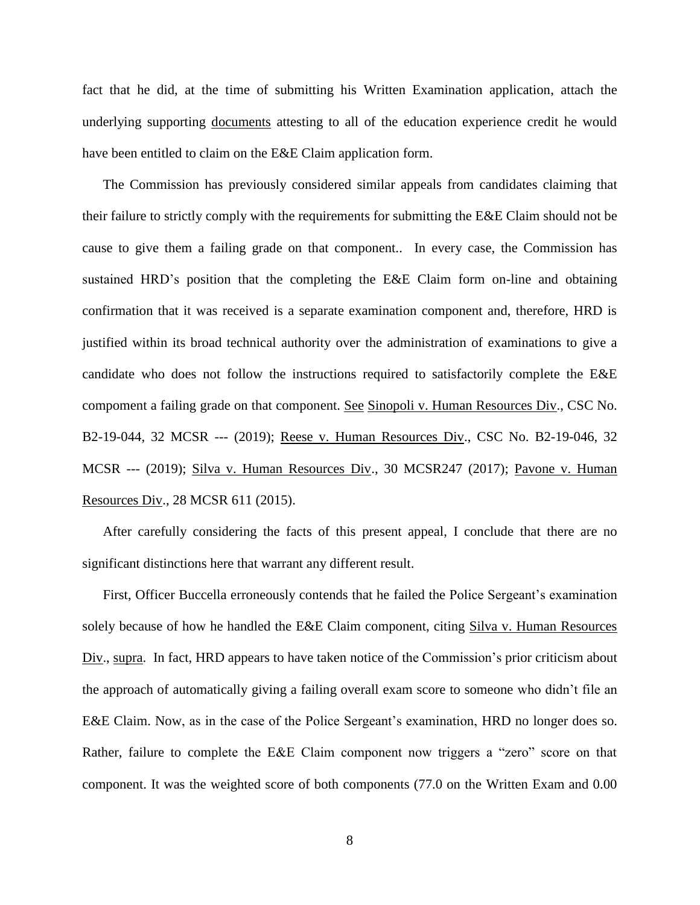fact that he did, at the time of submitting his Written Examination application, attach the underlying supporting documents attesting to all of the education experience credit he would have been entitled to claim on the E&E Claim application form.

The Commission has previously considered similar appeals from candidates claiming that their failure to strictly comply with the requirements for submitting the E&E Claim should not be cause to give them a failing grade on that component.. In every case, the Commission has sustained HRD's position that the completing the E&E Claim form on-line and obtaining confirmation that it was received is a separate examination component and, therefore, HRD is justified within its broad technical authority over the administration of examinations to give a candidate who does not follow the instructions required to satisfactorily complete the E&E compoment a failing grade on that component. See Sinopoli v. Human Resources Div., CSC No. B2-19-044, 32 MCSR --- (2019); Reese v. Human Resources Div., CSC No. B2-19-046, 32 MCSR --- (2019); Silva v. Human Resources Div., 30 MCSR247 (2017); Pavone v. Human Resources Div., 28 MCSR 611 (2015).

After carefully considering the facts of this present appeal, I conclude that there are no significant distinctions here that warrant any different result.

First, Officer Buccella erroneously contends that he failed the Police Sergeant's examination solely because of how he handled the E&E Claim component, citing Silva v. Human Resources Div., supra. In fact, HRD appears to have taken notice of the Commission's prior criticism about the approach of automatically giving a failing overall exam score to someone who didn't file an E&E Claim. Now, as in the case of the Police Sergeant's examination, HRD no longer does so. Rather, failure to complete the E&E Claim component now triggers a "zero" score on that component. It was the weighted score of both components (77.0 on the Written Exam and 0.00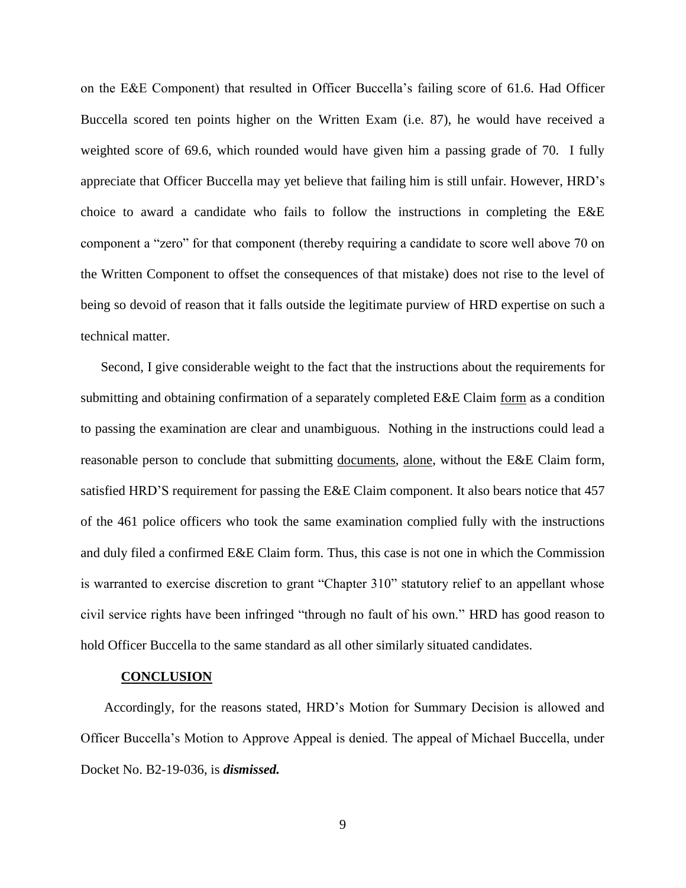on the E&E Component) that resulted in Officer Buccella's failing score of 61.6. Had Officer Buccella scored ten points higher on the Written Exam (i.e. 87), he would have received a weighted score of 69.6, which rounded would have given him a passing grade of 70. I fully appreciate that Officer Buccella may yet believe that failing him is still unfair. However, HRD's choice to award a candidate who fails to follow the instructions in completing the E&E component a "zero" for that component (thereby requiring a candidate to score well above 70 on the Written Component to offset the consequences of that mistake) does not rise to the level of being so devoid of reason that it falls outside the legitimate purview of HRD expertise on such a technical matter.

Second, I give considerable weight to the fact that the instructions about the requirements for submitting and obtaining confirmation of a separately completed E&E Claim <u>form</u> as a condition to passing the examination are clear and unambiguous. Nothing in the instructions could lead a reasonable person to conclude that submitting <u>documents</u>, <u>alone</u>, without the E&E Claim form, satisfied HRD'S requirement for passing the E&E Claim component. It also bears notice that 457 of the 461 police officers who took the same examination complied fully with the instructions and duly filed a confirmed E&E Claim form. Thus, this case is not one in which the Commission is warranted to exercise discretion to grant "Chapter 310" statutory relief to an appellant whose civil service rights have been infringed "through no fault of his own." HRD has good reason to hold Officer Buccella to the same standard as all other similarly situated candidates.

**<u>CONCLUSION</u>**

Accordingly, for the reasons stated, HRD's Motion for Summary Decision is allowed and Officer Buccella's Motion to Approve Appeal is denied. The appeal of Michael Buccella, under Docket No. B2-19-036, is ***dismissed.***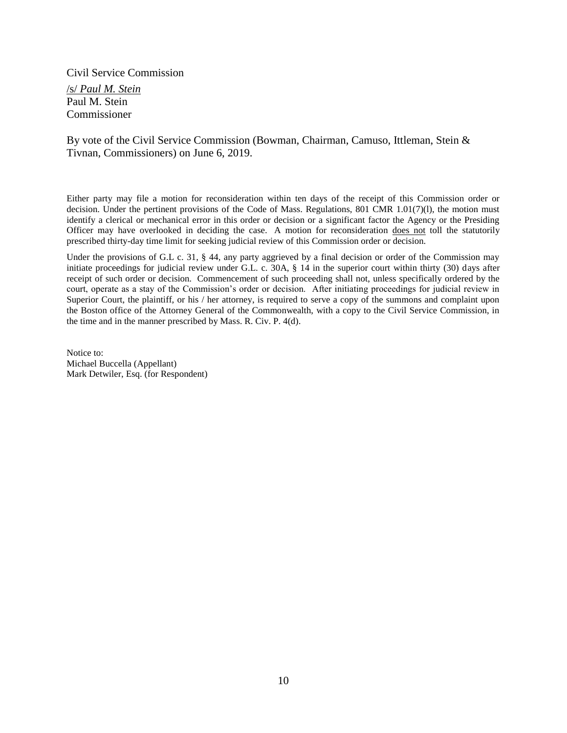Civil Service Commission

/s/ *Paul M. Stein*
Paul M. Stein
Commissioner

By vote of the Civil Service Commission (Bowman, Chairman, Camuso, Ittleman, Stein & Tivnan, Commissioners) on June 6, 2019.

Either party may file a motion for reconsideration within ten days of the receipt of this Commission order or decision. Under the pertinent provisions of the Code of Mass. Regulations, 801 CMR 1.01(7)(l), the motion must identify a clerical or mechanical error in this order or decision or a significant factor the Agency or the Presiding Officer may have overlooked in deciding the case. A motion for reconsideration does not toll the statutorily prescribed thirty-day time limit for seeking judicial review of this Commission order or decision.

Under the provisions of G.L c. 31, § 44, any party aggrieved by a final decision or order of the Commission may initiate proceedings for judicial review under G.L. c. 30A, § 14 in the superior court within thirty (30) days after receipt of such order or decision. Commencement of such proceeding shall not, unless specifically ordered by the court, operate as a stay of the Commission's order or decision. After initiating proceedings for judicial review in Superior Court, the plaintiff, or his / her attorney, is required to serve a copy of the summons and complaint upon the Boston office of the Attorney General of the Commonwealth, with a copy to the Civil Service Commission, in the time and in the manner prescribed by Mass. R. Civ. P. 4(d).

Notice to:
Michael Buccella (Appellant)
Mark Detwiler, Esq. (for Respondent)